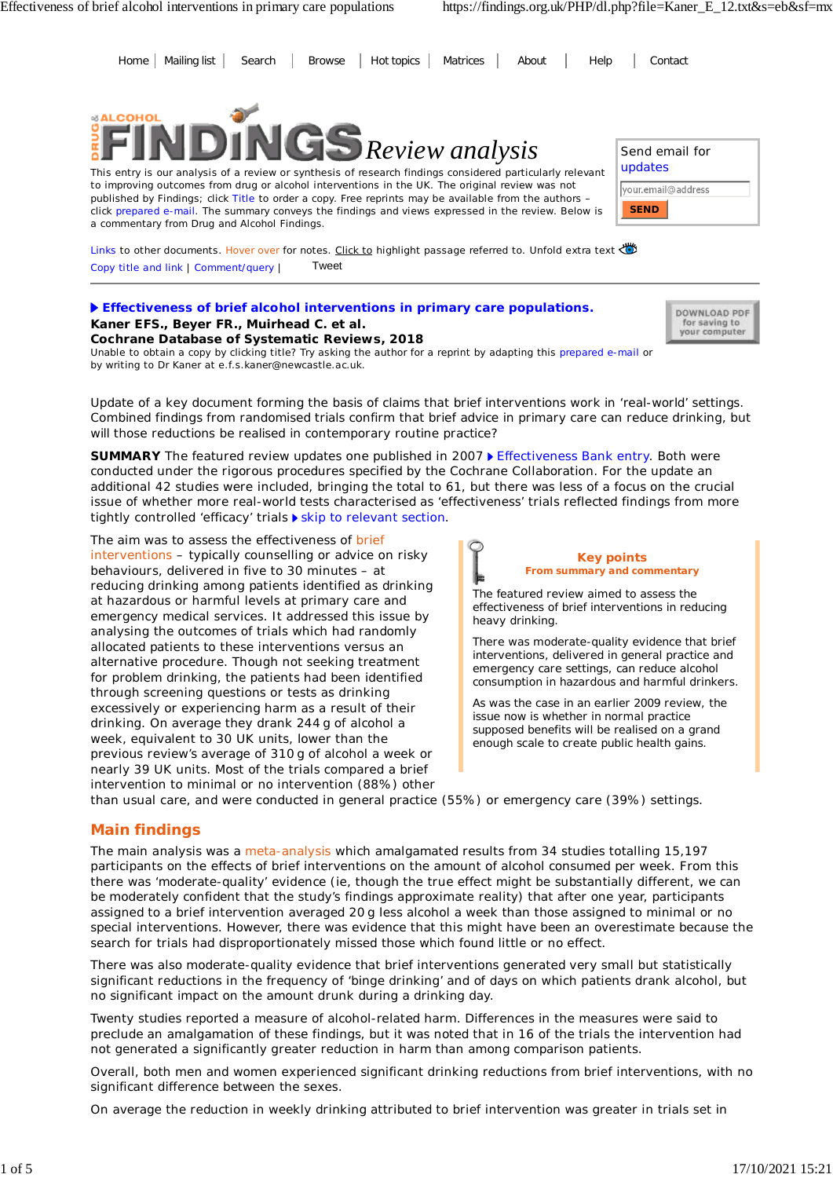Home | Mailing list | Search | Browse | Hot topics | Matrices | About | Help | Contact

# DRUG & ALCOHOL FINDINGS *Review analysis*

This entry is our analysis of a review or synthesis of research findings considered particularly relevant to improving outcomes from drug or alcohol interventions in the UK. The original review was not published by Findings; click Title to order a copy. Free reprints may be available from the authors – click prepared e-mail. The summary conveys the findings and views expressed in the review. Below is a commentary from Drug and Alcohol Findings.

Send email for updates

your.email@address

SEND

Links to other documents. Hover over for notes. Click to highlight passage referred to. Unfold extra text

Copy title and link | Comment/query | Tweet

## Effectiveness of brief alcohol interventions in primary care populations.

**Kaner EFS., Beyer FR., Muirhead C. et al.**
**Cochrane Database of Systematic Reviews, 2018**

Unable to obtain a copy by clicking title? Try asking the author for a reprint by adapting this prepared e-mail or by writing to Dr Kaner at e.f.s.kaner@newcastle.ac.uk.

DOWNLOAD PDF for saving to your computer

Update of a key document forming the basis of claims that brief interventions work in 'real-world' settings. Combined findings from randomised trials confirm that brief advice in primary care can reduce drinking, but will those reductions be realised in contemporary routine practice?

**SUMMARY** The featured review updates one published in 2007 Effectiveness Bank entry. Both were conducted under the rigorous procedures specified by the Cochrane Collaboration. For the update an additional 42 studies were included, bringing the total to 61, but there was less of a focus on the crucial issue of whether more real-world tests characterised as 'effectiveness' trials reflected findings from more tightly controlled 'efficacy' trials skip to relevant section.

The aim was to assess the effectiveness of brief interventions – typically counselling or advice on risky behaviours, delivered in five to 30 minutes – at reducing drinking among patients identified as drinking at hazardous or harmful levels at primary care and emergency medical services. It addressed this issue by analysing the outcomes of trials which had randomly allocated patients to these interventions versus an alternative procedure. Though not seeking treatment for problem drinking, the patients had been identified through screening questions or tests as drinking excessively or experiencing harm as a result of their drinking. On average they drank 244 g of alcohol a week, equivalent to 30 UK units, lower than the previous review's average of 310 g of alcohol a week or nearly 39 UK units. Most of the trials compared a brief intervention to minimal or no intervention (88%) other than usual care, and were conducted in general practice (55%) or emergency care (39%) settings.

> **Key points**
> **From summary and commentary**
>
> The featured review aimed to assess the effectiveness of brief interventions in reducing heavy drinking.
>
> There was moderate-quality evidence that brief interventions, delivered in general practice and emergency care settings, can reduce alcohol consumption in hazardous and harmful drinkers.
>
> As was the case in an earlier 2009 review, the issue now is whether in normal practice supposed benefits will be realised on a grand enough scale to create public health gains.

## Main findings

The main analysis was a meta-analysis which amalgamated results from 34 studies totalling 15,197 participants on the effects of brief interventions on the amount of alcohol consumed per week. From this there was 'moderate-quality' evidence (ie, though the true effect might be substantially different, we can be moderately confident that the study's findings approximate reality) that after one year, participants assigned to a brief intervention averaged 20 g less alcohol a week than those assigned to minimal or no special interventions. However, there was evidence that this might have been an overestimate because the search for trials had disproportionately missed those which found little or no effect.

There was also moderate-quality evidence that brief interventions generated very small but statistically significant reductions in the frequency of 'binge drinking' and of days on which patients drank alcohol, but no significant impact on the amount drunk during a drinking day.

Twenty studies reported a measure of alcohol-related harm. Differences in the measures were said to preclude an amalgamation of these findings, but it was noted that in 16 of the trials the intervention had not generated a significantly greater reduction in harm than among comparison patients.

Overall, both men and women experienced significant drinking reductions from brief interventions, with no significant difference between the sexes.

On average the reduction in weekly drinking attributed to brief intervention was greater in trials set in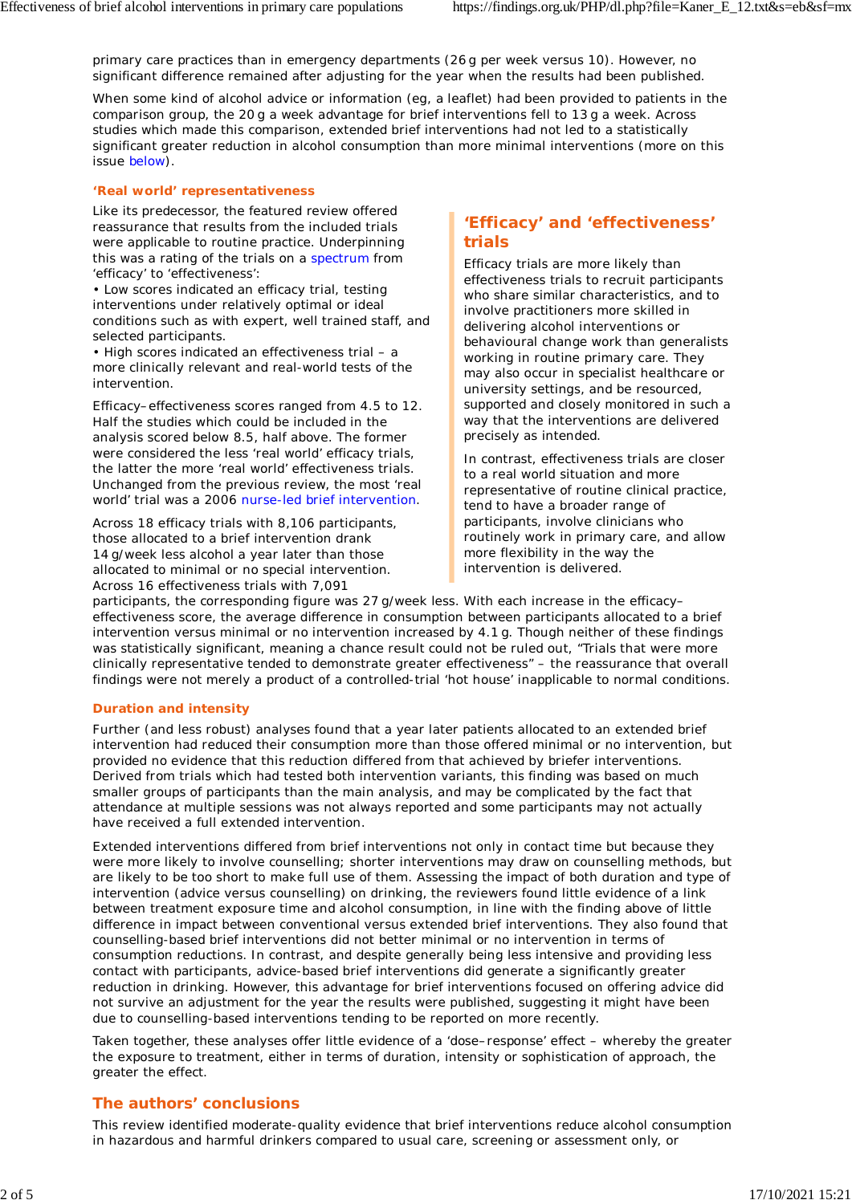primary care practices than in emergency departments (26 g per week versus 10). However, no significant difference remained after adjusting for the year when the results had been published.

When some kind of alcohol advice or information (eg, a leaflet) had been provided to patients in the comparison group, the 20 g a week advantage for brief interventions fell to 13 g a week. Across studies which made this comparison, extended brief interventions had not led to a statistically significant greater reduction in alcohol consumption than more minimal interventions (more on this issue below).

### ‘Real world’ representativeness

Like its predecessor, the featured review offered reassurance that results from the included trials were applicable to routine practice. Underpinning this was a rating of the trials on a spectrum from ‘efficacy’ to ‘effectiveness’:

- Low scores indicated an efficacy trial, testing interventions under relatively optimal or ideal conditions such as with expert, well trained staff, and selected participants.
- High scores indicated an effectiveness trial – a more clinically relevant and real-world tests of the intervention.

Efficacy–effectiveness scores ranged from 4.5 to 12. Half the studies which could be included in the analysis scored below 8.5, half above. The former were considered the less ‘real world’ efficacy trials, the latter the more ‘real world’ effectiveness trials. Unchanged from the previous review, the most ‘real world’ trial was a 2006 nurse-led brief intervention.

Across 18 efficacy trials with 8,106 participants, those allocated to a brief intervention drank 14 g/week less alcohol a year later than those allocated to minimal or no special intervention. Across 16 effectiveness trials with 7,091 participants, the corresponding figure was 27 g/week less. With each increase in the efficacy–effectiveness score, the average difference in consumption between participants allocated to a brief intervention versus minimal or no intervention increased by 4.1 g. Though neither of these findings was statistically significant, meaning a chance result could not be ruled out, “Trials that were more clinically representative tended to demonstrate greater effectiveness” – the reassurance that overall findings were not merely a product of a controlled-trial ‘hot house’ inapplicable to normal conditions.

### ‘Efficacy’ and ‘effectiveness’ trials

Efficacy trials are more likely than effectiveness trials to recruit participants who share similar characteristics, and to involve practitioners more skilled in delivering alcohol interventions or behavioural change work than generalists working in routine primary care. They may also occur in specialist healthcare or university settings, and be resourced, supported and closely monitored in such a way that the interventions are delivered precisely as intended.

In contrast, effectiveness trials are closer to a real world situation and more representative of routine clinical practice, tend to have a broader range of participants, involve clinicians who routinely work in primary care, and allow more flexibility in the way the intervention is delivered.

### Duration and intensity

Further (and less robust) analyses found that a year later patients allocated to an extended brief intervention had reduced their consumption more than those offered minimal or no intervention, but provided no evidence that this reduction differed from that achieved by briefer interventions. Derived from trials which had tested both intervention variants, this finding was based on much smaller groups of participants than the main analysis, and may be complicated by the fact that attendance at multiple sessions was not always reported and some participants may not actually have received a full extended intervention.

Extended interventions differed from brief interventions not only in contact time but because they were more likely to involve counselling; shorter interventions may draw on counselling methods, but are likely to be too short to make full use of them. Assessing the impact of both duration and type of intervention (advice versus counselling) on drinking, the reviewers found little evidence of a link between treatment exposure time and alcohol consumption, in line with the finding above of little difference in impact between conventional versus extended brief interventions. They also found that counselling-based brief interventions did not better minimal or no intervention in terms of consumption reductions. In contrast, and despite generally being less intensive and providing less contact with participants, advice-based brief interventions did generate a significantly greater reduction in drinking. However, this advantage for brief interventions focused on offering advice did not survive an adjustment for the year the results were published, suggesting it might have been due to counselling-based interventions tending to be reported on more recently.

Taken together, these analyses offer little evidence of a ‘dose–response’ effect – whereby the greater the exposure to treatment, either in terms of duration, intensity or sophistication of approach, the greater the effect.

## The authors’ conclusions

This review identified moderate-quality evidence that brief interventions reduce alcohol consumption in hazardous and harmful drinkers compared to usual care, screening or assessment only, or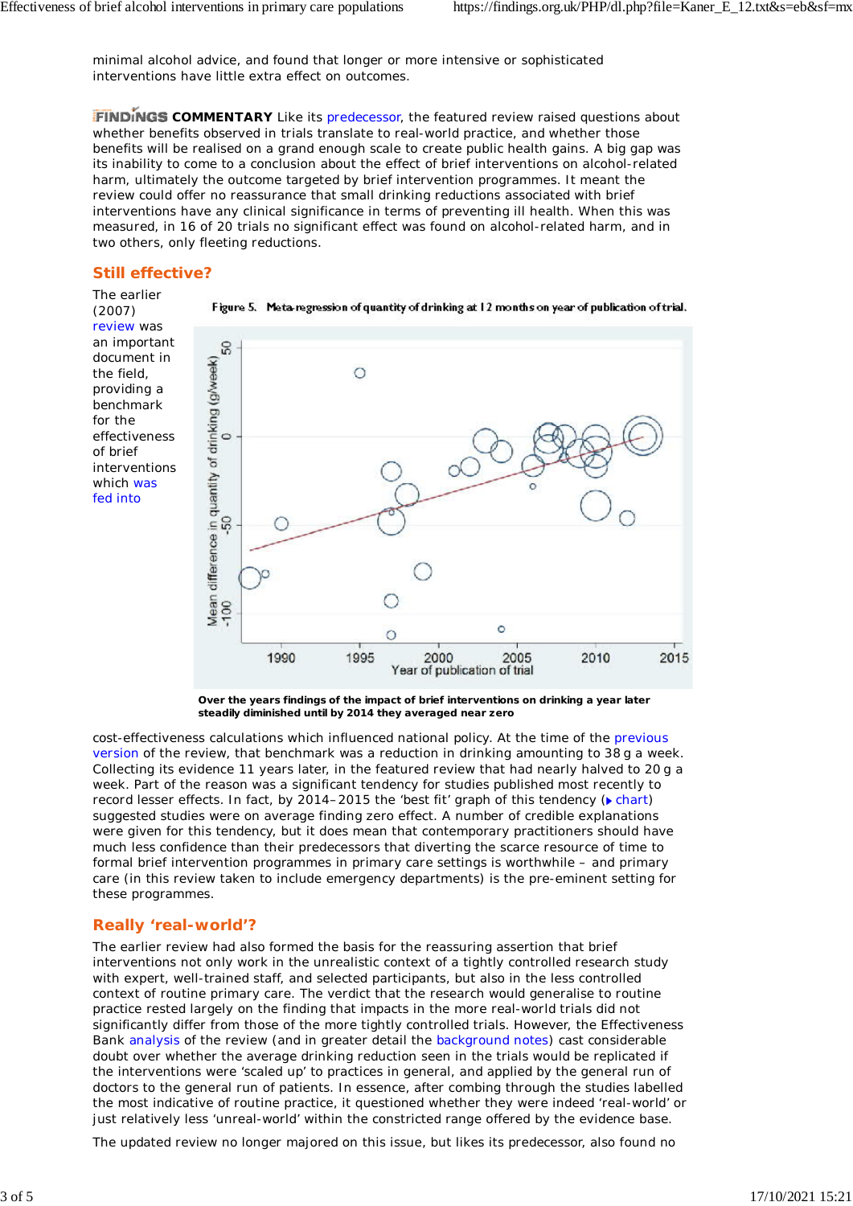minimal alcohol advice, and found that longer or more intensive or sophisticated interventions have little extra effect on outcomes.

**FINDINGS COMMENTARY** Like its predecessor, the featured review raised questions about whether benefits observed in trials translate to real-world practice, and whether those benefits will be realised on a grand enough scale to create public health gains. A big gap was its inability to come to a conclusion about the effect of brief interventions on alcohol-related harm, ultimately the outcome targeted by brief intervention programmes. It meant the review could offer no reassurance that small drinking reductions associated with brief interventions have any clinical significance in terms of preventing ill health. When this was measured, in 16 of 20 trials no significant effect was found on alcohol-related harm, and in two others, only fleeting reductions.

## Still effective?

The earlier (2007) review was an important document in the field, providing a benchmark for the effectiveness of brief interventions which was fed into cost-effectiveness calculations which influenced national policy. At the time of the previous version of the review, that benchmark was a reduction in drinking amounting to 38 g a week. Collecting its evidence 11 years later, in the featured review that had nearly halved to 20 g a week. Part of the reason was a significant tendency for studies published most recently to record lesser effects. In fact, by 2014–2015 the 'best fit' graph of this tendency (chart) suggested studies were on average finding zero effect. A number of credible explanations were given for this tendency, but it does mean that contemporary practitioners should have much less confidence than their predecessors that diverting the scarce resource of time to formal brief intervention programmes in primary care settings is worthwhile – and primary care (in this review taken to include emergency departments) is the pre-eminent setting for these programmes.

Figure 5. Meta-regression of quantity of drinking at 12 months on year of publication of trial.

**Over the years findings of the impact of brief interventions on drinking a year later steadily diminished until by 2014 they averaged near zero**

## Really 'real-world'?

The earlier review had also formed the basis for the reassuring assertion that brief interventions not only work in the unrealistic context of a tightly controlled research study with expert, well-trained staff, and selected participants, but also in the less controlled context of routine primary care. The verdict that the research would generalise to routine practice rested largely on the finding that impacts in the more real-world trials did not significantly differ from those of the more tightly controlled trials. However, the Effectiveness Bank analysis of the review (and in greater detail the background notes) cast considerable doubt over whether the average drinking reduction seen in the trials would be replicated if the interventions were 'scaled up' to practices in general, and applied by the general run of doctors to the general run of patients. In essence, after combing through the studies labelled the most indicative of routine practice, it questioned whether they were indeed 'real-world' or just relatively less 'unreal-world' within the constricted range offered by the evidence base.

The updated review no longer majored on this issue, but likes its predecessor, also found no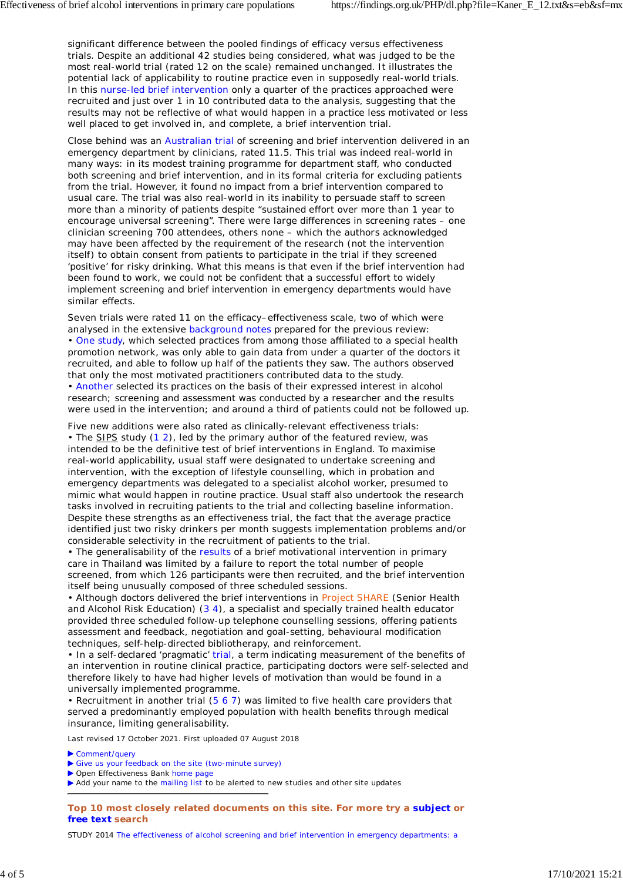significant difference between the pooled findings of efficacy versus effectiveness trials. Despite an additional 42 studies being considered, what was judged to be the most real-world trial (rated 12 on the scale) remained unchanged. It illustrates the potential lack of applicability to routine practice even in supposedly real-world trials. In this nurse-led brief intervention only a quarter of the practices approached were recruited and just over 1 in 10 contributed data to the analysis, suggesting that the results may not be reflective of what would happen in a practice less motivated or less well placed to get involved in, and complete, a brief intervention trial.

Close behind was an Australian trial of screening and brief intervention delivered in an emergency department by clinicians, rated 11.5. This trial was indeed real-world in many ways: in its modest training programme for department staff, who conducted both screening and brief intervention, and in its formal criteria for excluding patients from the trial. However, it found no impact from a brief intervention compared to usual care. The trial was also real-world in its inability to persuade staff to screen more than a minority of patients despite "sustained effort over more than 1 year to encourage universal screening". There were large differences in screening rates – one clinician screening 700 attendees, others none – which the authors acknowledged may have been affected by the requirement of the research (not the intervention itself) to obtain consent from patients to participate in the trial if they screened 'positive' for risky drinking. What this means is that even if the brief intervention had been found to work, we could not be confident that a successful effort to widely implement screening and brief intervention in emergency departments would have similar effects.

Seven trials were rated 11 on the efficacy–effectiveness scale, two of which were analysed in the extensive background notes prepared for the previous review:

- One study, which selected practices from among those affiliated to a special health promotion network, was only able to gain data from under a quarter of the doctors it recruited, and able to follow up half of the patients they saw. The authors observed that only the most motivated practitioners contributed data to the study.
- Another selected its practices on the basis of their expressed interest in alcohol research; screening and assessment was conducted by a researcher and the results were used in the intervention; and around a third of patients could not be followed up.

Five new additions were also rated as clinically-relevant effectiveness trials:

- The SIPS study (1 2), led by the primary author of the featured review, was intended to be the definitive test of brief interventions in England. To maximise real-world applicability, usual staff were designated to undertake screening and intervention, with the exception of lifestyle counselling, which in probation and emergency departments was delegated to a specialist alcohol worker, presumed to mimic what would happen in routine practice. Usual staff also undertook the research tasks involved in recruiting patients to the trial and collecting baseline information. Despite these strengths as an effectiveness trial, the fact that the average practice identified just two risky drinkers per month suggests implementation problems and/or considerable selectivity in the recruitment of patients to the trial.
- The generalisability of the results of a brief motivational intervention in primary care in Thailand was limited by a failure to report the total number of people screened, from which 126 participants were then recruited, and the brief intervention itself being unusually composed of three scheduled sessions.
- Although doctors delivered the brief interventions in Project SHARE (Senior Health and Alcohol Risk Education) (3 4), a specialist and specially trained health educator provided three scheduled follow-up telephone counselling sessions, offering patients assessment and feedback, negotiation and goal-setting, behavioural modification techniques, self-help-directed bibliotherapy, and reinforcement.
- In a self-declared 'pragmatic' trial, a term indicating measurement of the benefits of an intervention in routine clinical practice, participating doctors were self-selected and therefore likely to have had higher levels of motivation than would be found in a universally implemented programme.
- Recruitment in another trial (5 6 7) was limited to five health care providers that served a predominantly employed population with health benefits through medical insurance, limiting generalisability.

Last revised 17 October 2021. First uploaded 07 August 2018

- ▶ Comment/query
- ▶ Give us your feedback on the site (two-minute survey)
- ▶ Open Effectiveness Bank home page
- ▶ Add your name to the mailing list to be alerted to new studies and other site updates

---

**Top 10 most closely related documents on this site. For more try a subject or free text search**

STUDY 2014 The effectiveness of alcohol screening and brief intervention in emergency departments: a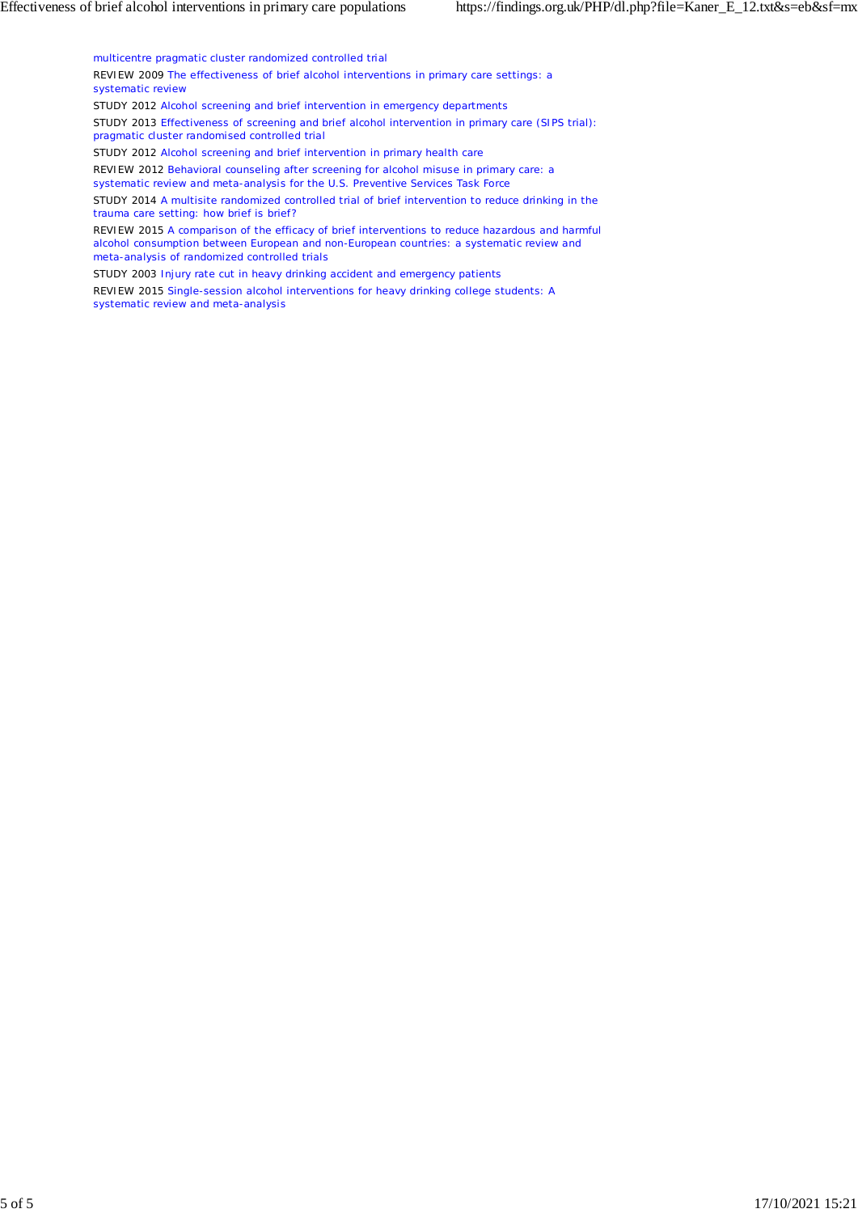multicentre pragmatic cluster randomized controlled trial

REVIEW 2009 The effectiveness of brief alcohol interventions in primary care settings: a systematic review

STUDY 2012 Alcohol screening and brief intervention in emergency departments

STUDY 2013 Effectiveness of screening and brief alcohol intervention in primary care (SIPS trial): pragmatic cluster randomised controlled trial

STUDY 2012 Alcohol screening and brief intervention in primary health care

REVIEW 2012 Behavioral counseling after screening for alcohol misuse in primary care: a systematic review and meta-analysis for the U.S. Preventive Services Task Force

STUDY 2014 A multisite randomized controlled trial of brief intervention to reduce drinking in the trauma care setting: how brief is brief?

REVIEW 2015 A comparison of the efficacy of brief interventions to reduce hazardous and harmful alcohol consumption between European and non-European countries: a systematic review and meta-analysis of randomized controlled trials

STUDY 2003 Injury rate cut in heavy drinking accident and emergency patients

REVIEW 2015 Single-session alcohol interventions for heavy drinking college students: A systematic review and meta-analysis